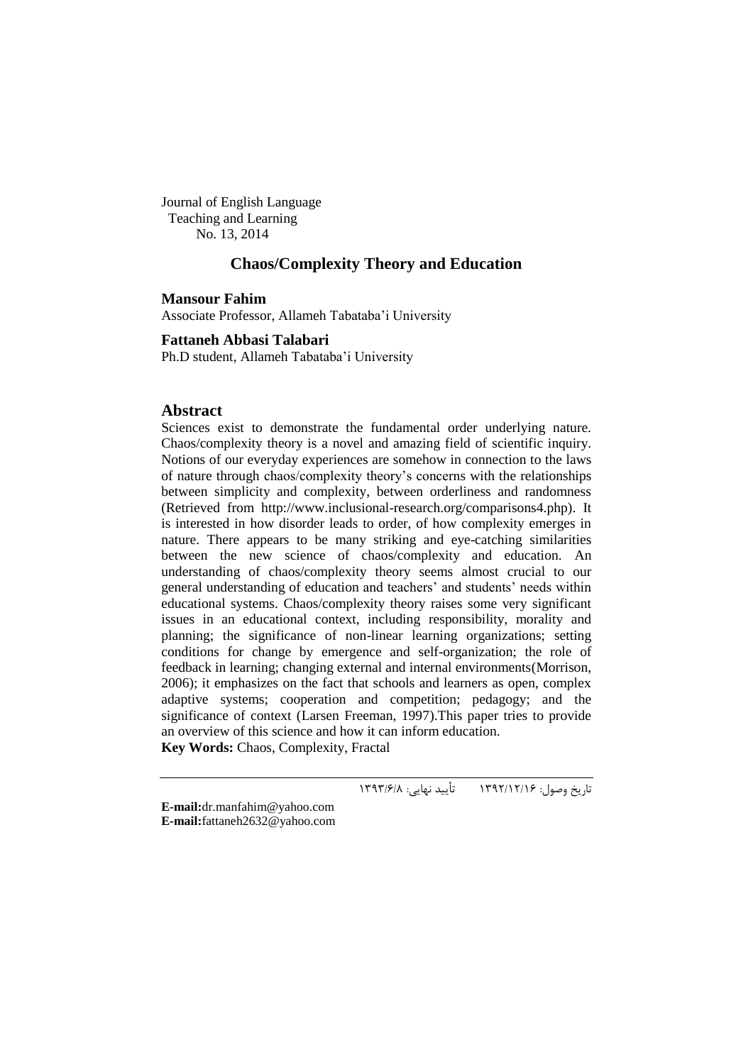Journal of English Language
Teaching and Learning
No. 13, 2014

# Chaos/Complexity Theory and Education

**Mansour Fahim**
Associate Professor, Allameh Tabataba'i University

**Fattaneh Abbasi Talabari**
Ph.D student, Allameh Tabataba'i University

## Abstract

Sciences exist to demonstrate the fundamental order underlying nature. Chaos/complexity theory is a novel and amazing field of scientific inquiry. Notions of our everyday experiences are somehow in connection to the laws of nature through chaos/complexity theory's concerns with the relationships between simplicity and complexity, between orderliness and randomness (Retrieved from http://www.inclusional-research.org/comparisons4.php). It is interested in how disorder leads to order, of how complexity emerges in nature. There appears to be many striking and eye-catching similarities between the new science of chaos/complexity and education. An understanding of chaos/complexity theory seems almost crucial to our general understanding of education and teachers' and students' needs within educational systems. Chaos/complexity theory raises some very significant issues in an educational context, including responsibility, morality and planning; the significance of non-linear learning organizations; setting conditions for change by emergence and self-organization; the role of feedback in learning; changing external and internal environments(Morrison, 2006); it emphasizes on the fact that schools and learners as open, complex adaptive systems; cooperation and competition; pedagogy; and the significance of context (Larsen Freeman, 1997).This paper tries to provide an overview of this science and how it can inform education.

**Key Words:** Chaos, Complexity, Fractal

---

تاریخ وصول: ۱۳۹۲/۱۲/۱۶ تأیید نهایی: ۱۳۹۳/۶/۸

**E-mail:**dr.manfahim@yahoo.com
**E-mail:**fattaneh2632@yahoo.com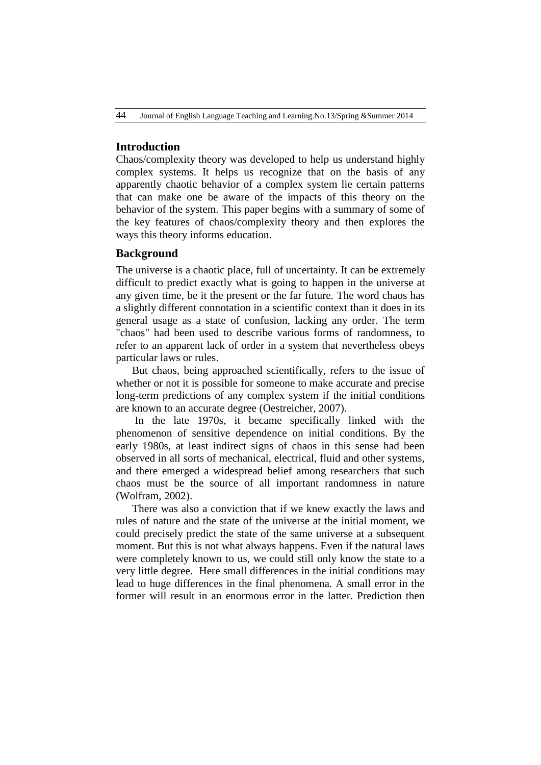## Introduction

Chaos/complexity theory was developed to help us understand highly complex systems. It helps us recognize that on the basis of any apparently chaotic behavior of a complex system lie certain patterns that can make one be aware of the impacts of this theory on the behavior of the system. This paper begins with a summary of some of the key features of chaos/complexity theory and then explores the ways this theory informs education.

## Background

The universe is a chaotic place, full of uncertainty. It can be extremely difficult to predict exactly what is going to happen in the universe at any given time, be it the present or the far future. The word chaos has a slightly different connotation in a scientific context than it does in its general usage as a state of confusion, lacking any order. The term "chaos" had been used to describe various forms of randomness, to refer to an apparent lack of order in a system that nevertheless obeys particular laws or rules.

But chaos, being approached scientifically, refers to the issue of whether or not it is possible for someone to make accurate and precise long-term predictions of any complex system if the initial conditions are known to an accurate degree (Oestreicher, 2007).

In the late 1970s, it became specifically linked with the phenomenon of sensitive dependence on initial conditions. By the early 1980s, at least indirect signs of chaos in this sense had been observed in all sorts of mechanical, electrical, fluid and other systems, and there emerged a widespread belief among researchers that such chaos must be the source of all important randomness in nature (Wolfram, 2002).

There was also a conviction that if we knew exactly the laws and rules of nature and the state of the universe at the initial moment, we could precisely predict the state of the same universe at a subsequent moment. But this is not what always happens. Even if the natural laws were completely known to us, we could still only know the state to a very little degree. Here small differences in the initial conditions may lead to huge differences in the final phenomena. A small error in the former will result in an enormous error in the latter. Prediction then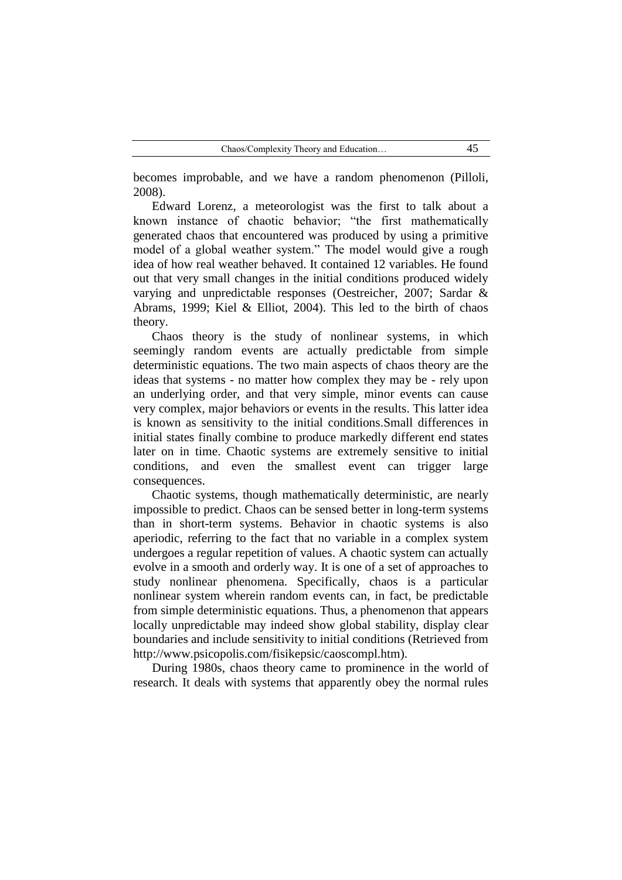becomes improbable, and we have a random phenomenon (Pilloli, 2008).

Edward Lorenz, a meteorologist was the first to talk about a known instance of chaotic behavior; "the first mathematically generated chaos that encountered was produced by using a primitive model of a global weather system." The model would give a rough idea of how real weather behaved. It contained 12 variables. He found out that very small changes in the initial conditions produced widely varying and unpredictable responses (Oestreicher, 2007; Sardar & Abrams, 1999; Kiel & Elliot, 2004). This led to the birth of chaos theory.

Chaos theory is the study of nonlinear systems, in which seemingly random events are actually predictable from simple deterministic equations. The two main aspects of chaos theory are the ideas that systems - no matter how complex they may be - rely upon an underlying order, and that very simple, minor events can cause very complex, major behaviors or events in the results. This latter idea is known as sensitivity to the initial conditions.Small differences in initial states finally combine to produce markedly different end states later on in time. Chaotic systems are extremely sensitive to initial conditions, and even the smallest event can trigger large consequences.

Chaotic systems, though mathematically deterministic, are nearly impossible to predict. Chaos can be sensed better in long-term systems than in short-term systems. Behavior in chaotic systems is also aperiodic, referring to the fact that no variable in a complex system undergoes a regular repetition of values. A chaotic system can actually evolve in a smooth and orderly way. It is one of a set of approaches to study nonlinear phenomena. Specifically, chaos is a particular nonlinear system wherein random events can, in fact, be predictable from simple deterministic equations. Thus, a phenomenon that appears locally unpredictable may indeed show global stability, display clear boundaries and include sensitivity to initial conditions (Retrieved from http://www.psicopolis.com/fisikepsic/caoscompl.htm).

During 1980s, chaos theory came to prominence in the world of research. It deals with systems that apparently obey the normal rules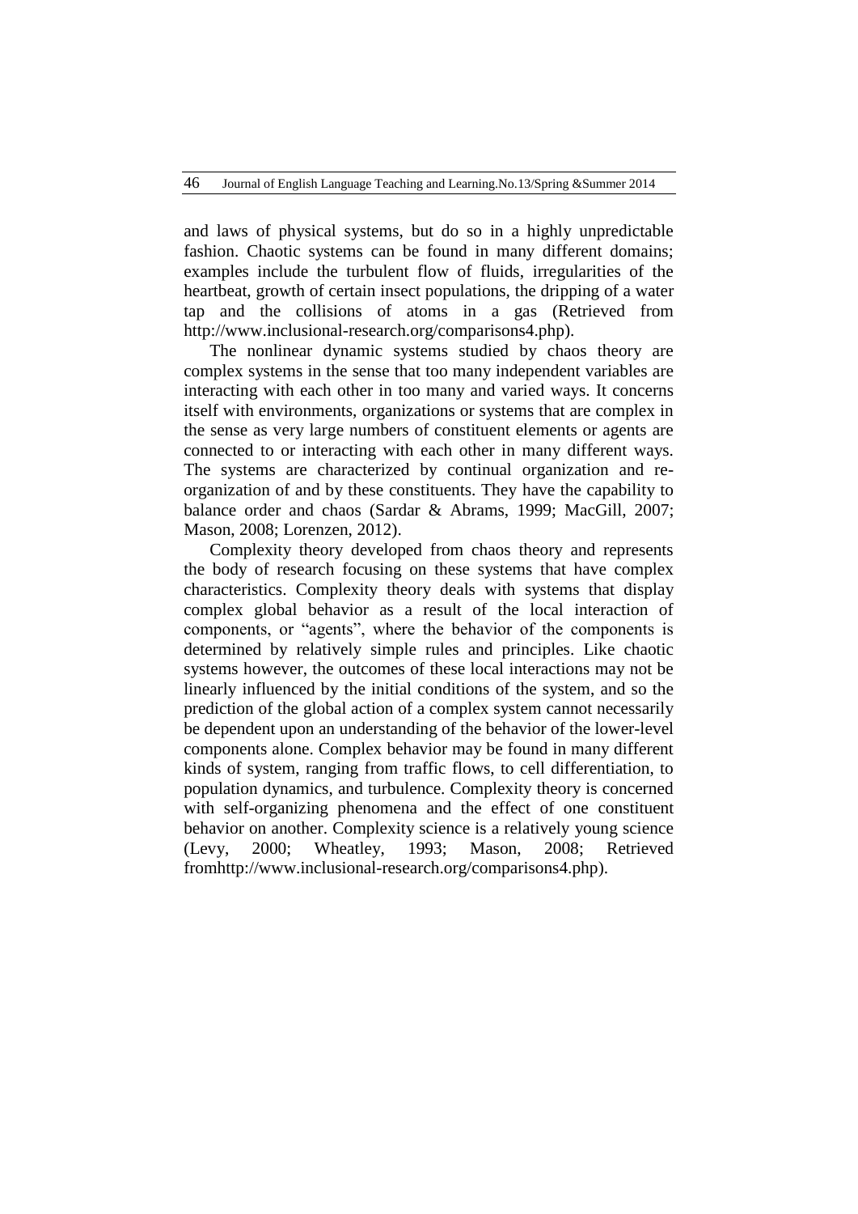and laws of physical systems, but do so in a highly unpredictable fashion. Chaotic systems can be found in many different domains; examples include the turbulent flow of fluids, irregularities of the heartbeat, growth of certain insect populations, the dripping of a water tap and the collisions of atoms in a gas (Retrieved from http://www.inclusional-research.org/comparisons4.php).

The nonlinear dynamic systems studied by chaos theory are complex systems in the sense that too many independent variables are interacting with each other in too many and varied ways. It concerns itself with environments, organizations or systems that are complex in the sense as very large numbers of constituent elements or agents are connected to or interacting with each other in many different ways. The systems are characterized by continual organization and re-organization of and by these constituents. They have the capability to balance order and chaos (Sardar & Abrams, 1999; MacGill, 2007; Mason, 2008; Lorenzen, 2012).

Complexity theory developed from chaos theory and represents the body of research focusing on these systems that have complex characteristics. Complexity theory deals with systems that display complex global behavior as a result of the local interaction of components, or "agents", where the behavior of the components is determined by relatively simple rules and principles. Like chaotic systems however, the outcomes of these local interactions may not be linearly influenced by the initial conditions of the system, and so the prediction of the global action of a complex system cannot necessarily be dependent upon an understanding of the behavior of the lower-level components alone. Complex behavior may be found in many different kinds of system, ranging from traffic flows, to cell differentiation, to population dynamics, and turbulence. Complexity theory is concerned with self-organizing phenomena and the effect of one constituent behavior on another. Complexity science is a relatively young science (Levy, 2000; Wheatley, 1993; Mason, 2008; Retrieved fromhttp://www.inclusional-research.org/comparisons4.php).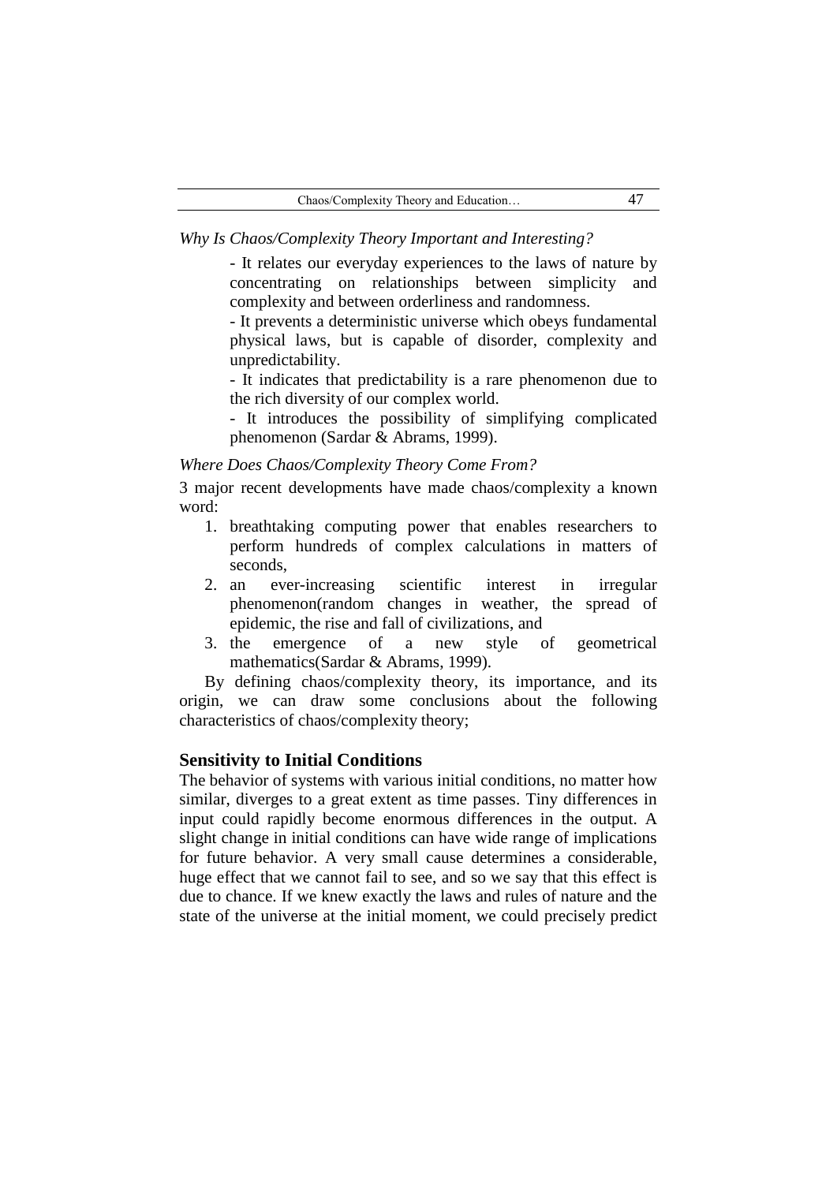*Why Is Chaos/Complexity Theory Important and Interesting?*

- It relates our everyday experiences to the laws of nature by concentrating on relationships between simplicity and complexity and between orderliness and randomness.
- It prevents a deterministic universe which obeys fundamental physical laws, but is capable of disorder, complexity and unpredictability.
- It indicates that predictability is a rare phenomenon due to the rich diversity of our complex world.
- It introduces the possibility of simplifying complicated phenomenon (Sardar & Abrams, 1999).

*Where Does Chaos/Complexity Theory Come From?*

3 major recent developments have made chaos/complexity a known word:

1. breathtaking computing power that enables researchers to perform hundreds of complex calculations in matters of seconds,
2. an ever-increasing scientific interest in irregular phenomenon(random changes in weather, the spread of epidemic, the rise and fall of civilizations, and
3. the emergence of a new style of geometrical mathematics(Sardar & Abrams, 1999).

By defining chaos/complexity theory, its importance, and its origin, we can draw some conclusions about the following characteristics of chaos/complexity theory;

## Sensitivity to Initial Conditions

The behavior of systems with various initial conditions, no matter how similar, diverges to a great extent as time passes. Tiny differences in input could rapidly become enormous differences in the output. A slight change in initial conditions can have wide range of implications for future behavior. A very small cause determines a considerable, huge effect that we cannot fail to see, and so we say that this effect is due to chance. If we knew exactly the laws and rules of nature and the state of the universe at the initial moment, we could precisely predict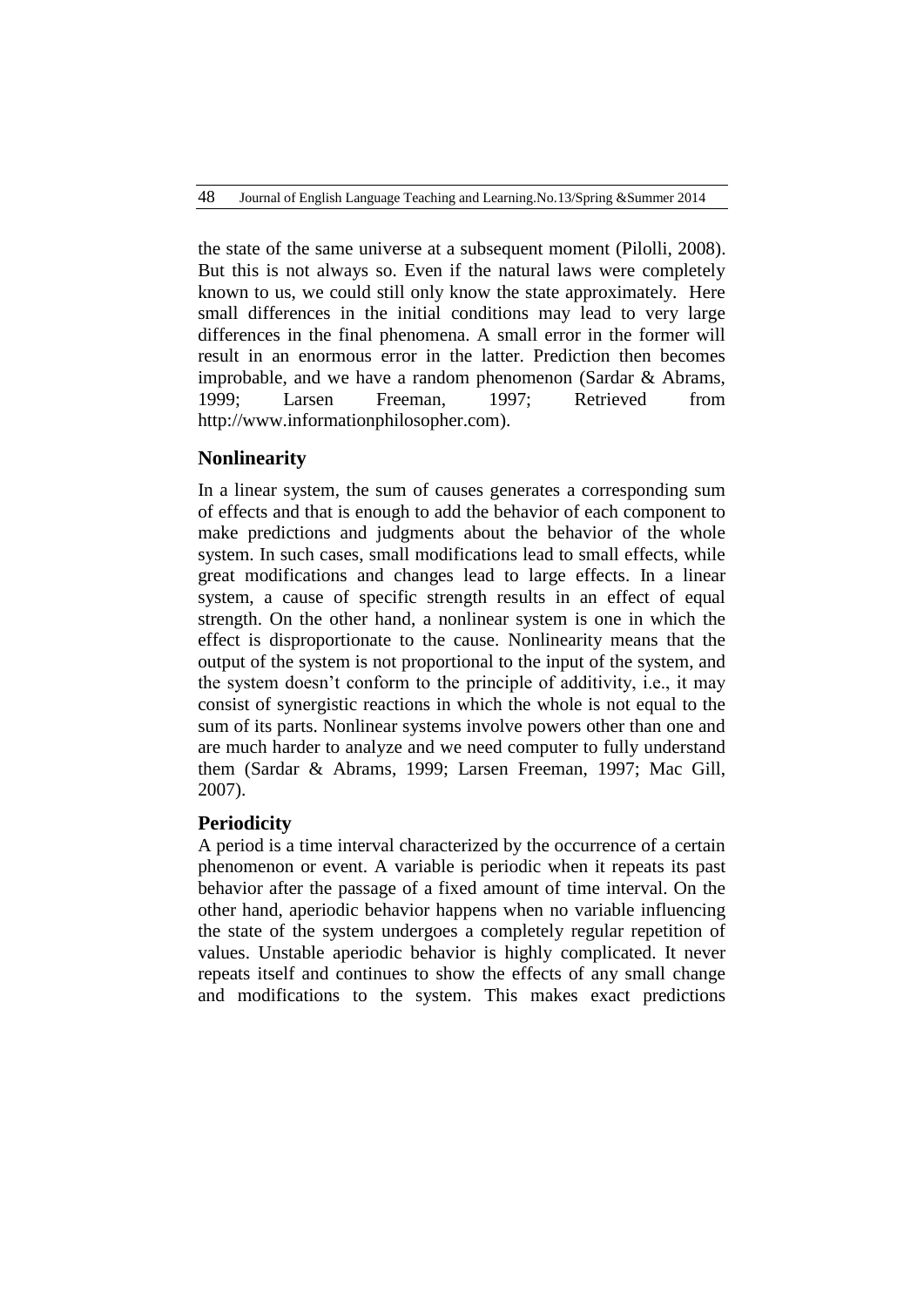the state of the same universe at a subsequent moment (Pilolli, 2008). But this is not always so. Even if the natural laws were completely known to us, we could still only know the state approximately. Here small differences in the initial conditions may lead to very large differences in the final phenomena. A small error in the former will result in an enormous error in the latter. Prediction then becomes improbable, and we have a random phenomenon (Sardar & Abrams, 1999; Larsen Freeman, 1997; Retrieved from http://www.informationphilosopher.com).

## Nonlinearity

In a linear system, the sum of causes generates a corresponding sum of effects and that is enough to add the behavior of each component to make predictions and judgments about the behavior of the whole system. In such cases, small modifications lead to small effects, while great modifications and changes lead to large effects. In a linear system, a cause of specific strength results in an effect of equal strength. On the other hand, a nonlinear system is one in which the effect is disproportionate to the cause. Nonlinearity means that the output of the system is not proportional to the input of the system, and the system doesn't conform to the principle of additivity, i.e., it may consist of synergistic reactions in which the whole is not equal to the sum of its parts. Nonlinear systems involve powers other than one and are much harder to analyze and we need computer to fully understand them (Sardar & Abrams, 1999; Larsen Freeman, 1997; Mac Gill, 2007).

## Periodicity

A period is a time interval characterized by the occurrence of a certain phenomenon or event. A variable is periodic when it repeats its past behavior after the passage of a fixed amount of time interval. On the other hand, aperiodic behavior happens when no variable influencing the state of the system undergoes a completely regular repetition of values. Unstable aperiodic behavior is highly complicated. It never repeats itself and continues to show the effects of any small change and modifications to the system. This makes exact predictions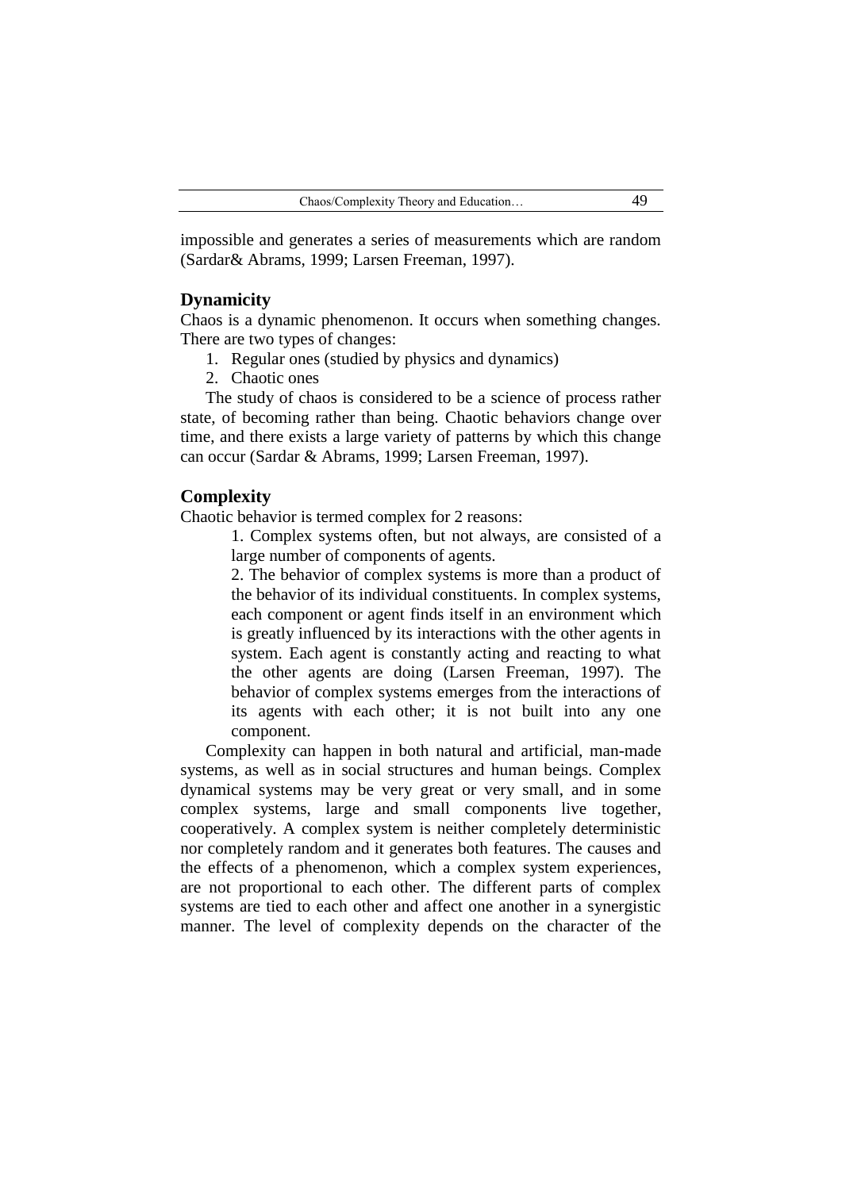impossible and generates a series of measurements which are random (Sardar& Abrams, 1999; Larsen Freeman, 1997).

## Dynamicity

Chaos is a dynamic phenomenon. It occurs when something changes. There are two types of changes:

1. Regular ones (studied by physics and dynamics)
2. Chaotic ones

The study of chaos is considered to be a science of process rather state, of becoming rather than being. Chaotic behaviors change over time, and there exists a large variety of patterns by which this change can occur (Sardar & Abrams, 1999; Larsen Freeman, 1997).

## Complexity

Chaotic behavior is termed complex for 2 reasons:

1. Complex systems often, but not always, are consisted of a large number of components of agents.
2. The behavior of complex systems is more than a product of the behavior of its individual constituents. In complex systems, each component or agent finds itself in an environment which is greatly influenced by its interactions with the other agents in system. Each agent is constantly acting and reacting to what the other agents are doing (Larsen Freeman, 1997). The behavior of complex systems emerges from the interactions of its agents with each other; it is not built into any one component.

Complexity can happen in both natural and artificial, man-made systems, as well as in social structures and human beings. Complex dynamical systems may be very great or very small, and in some complex systems, large and small components live together, cooperatively. A complex system is neither completely deterministic nor completely random and it generates both features. The causes and the effects of a phenomenon, which a complex system experiences, are not proportional to each other. The different parts of complex systems are tied to each other and affect one another in a synergistic manner. The level of complexity depends on the character of the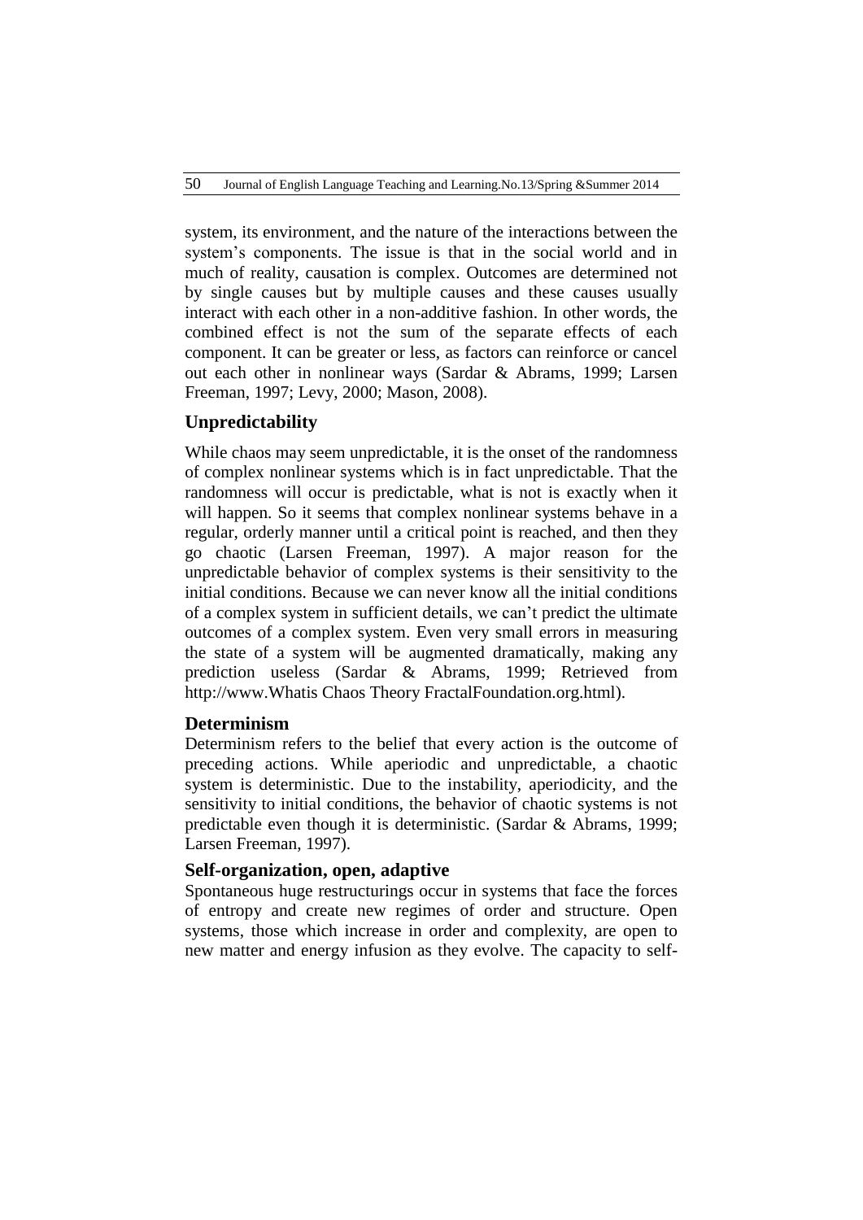system, its environment, and the nature of the interactions between the system's components. The issue is that in the social world and in much of reality, causation is complex. Outcomes are determined not by single causes but by multiple causes and these causes usually interact with each other in a non-additive fashion. In other words, the combined effect is not the sum of the separate effects of each component. It can be greater or less, as factors can reinforce or cancel out each other in nonlinear ways (Sardar & Abrams, 1999; Larsen Freeman, 1997; Levy, 2000; Mason, 2008).

## Unpredictability

While chaos may seem unpredictable, it is the onset of the randomness of complex nonlinear systems which is in fact unpredictable. That the randomness will occur is predictable, what is not is exactly when it will happen. So it seems that complex nonlinear systems behave in a regular, orderly manner until a critical point is reached, and then they go chaotic (Larsen Freeman, 1997). A major reason for the unpredictable behavior of complex systems is their sensitivity to the initial conditions. Because we can never know all the initial conditions of a complex system in sufficient details, we can't predict the ultimate outcomes of a complex system. Even very small errors in measuring the state of a system will be augmented dramatically, making any prediction useless (Sardar & Abrams, 1999; Retrieved from http://www.Whatis Chaos Theory FractalFoundation.org.html).

## Determinism

Determinism refers to the belief that every action is the outcome of preceding actions. While aperiodic and unpredictable, a chaotic system is deterministic. Due to the instability, aperiodicity, and the sensitivity to initial conditions, the behavior of chaotic systems is not predictable even though it is deterministic. (Sardar & Abrams, 1999; Larsen Freeman, 1997).

## Self-organization, open, adaptive

Spontaneous huge restructurings occur in systems that face the forces of entropy and create new regimes of order and structure. Open systems, those which increase in order and complexity, are open to new matter and energy infusion as they evolve. The capacity to self-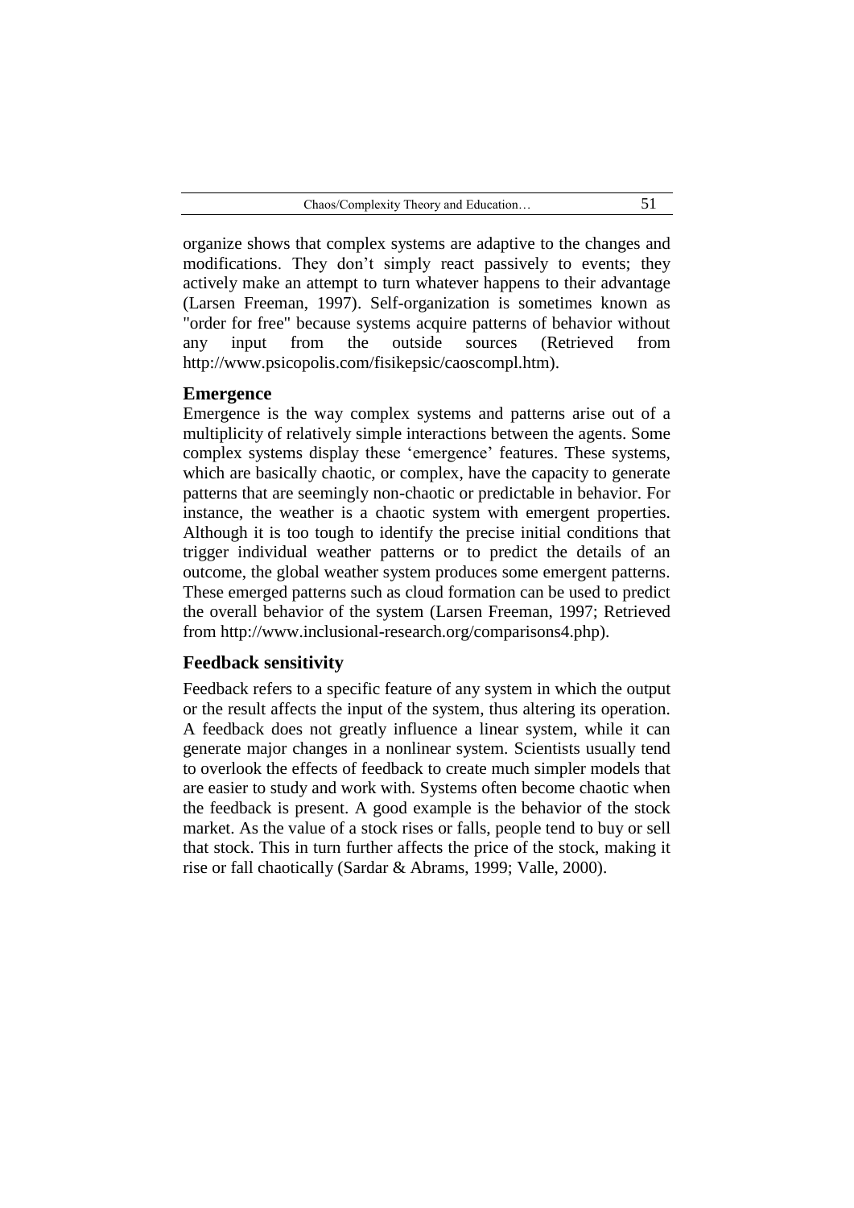organize shows that complex systems are adaptive to the changes and modifications. They don't simply react passively to events; they actively make an attempt to turn whatever happens to their advantage (Larsen Freeman, 1997). Self-organization is sometimes known as "order for free" because systems acquire patterns of behavior without any input from the outside sources (Retrieved from http://www.psicopolis.com/fisikepsic/caoscompl.htm).

### Emergence

Emergence is the way complex systems and patterns arise out of a multiplicity of relatively simple interactions between the agents. Some complex systems display these 'emergence' features. These systems, which are basically chaotic, or complex, have the capacity to generate patterns that are seemingly non-chaotic or predictable in behavior. For instance, the weather is a chaotic system with emergent properties. Although it is too tough to identify the precise initial conditions that trigger individual weather patterns or to predict the details of an outcome, the global weather system produces some emergent patterns. These emerged patterns such as cloud formation can be used to predict the overall behavior of the system (Larsen Freeman, 1997; Retrieved from http://www.inclusional-research.org/comparisons4.php).

### Feedback sensitivity

Feedback refers to a specific feature of any system in which the output or the result affects the input of the system, thus altering its operation. A feedback does not greatly influence a linear system, while it can generate major changes in a nonlinear system. Scientists usually tend to overlook the effects of feedback to create much simpler models that are easier to study and work with. Systems often become chaotic when the feedback is present. A good example is the behavior of the stock market. As the value of a stock rises or falls, people tend to buy or sell that stock. This in turn further affects the price of the stock, making it rise or fall chaotically (Sardar & Abrams, 1999; Valle, 2000).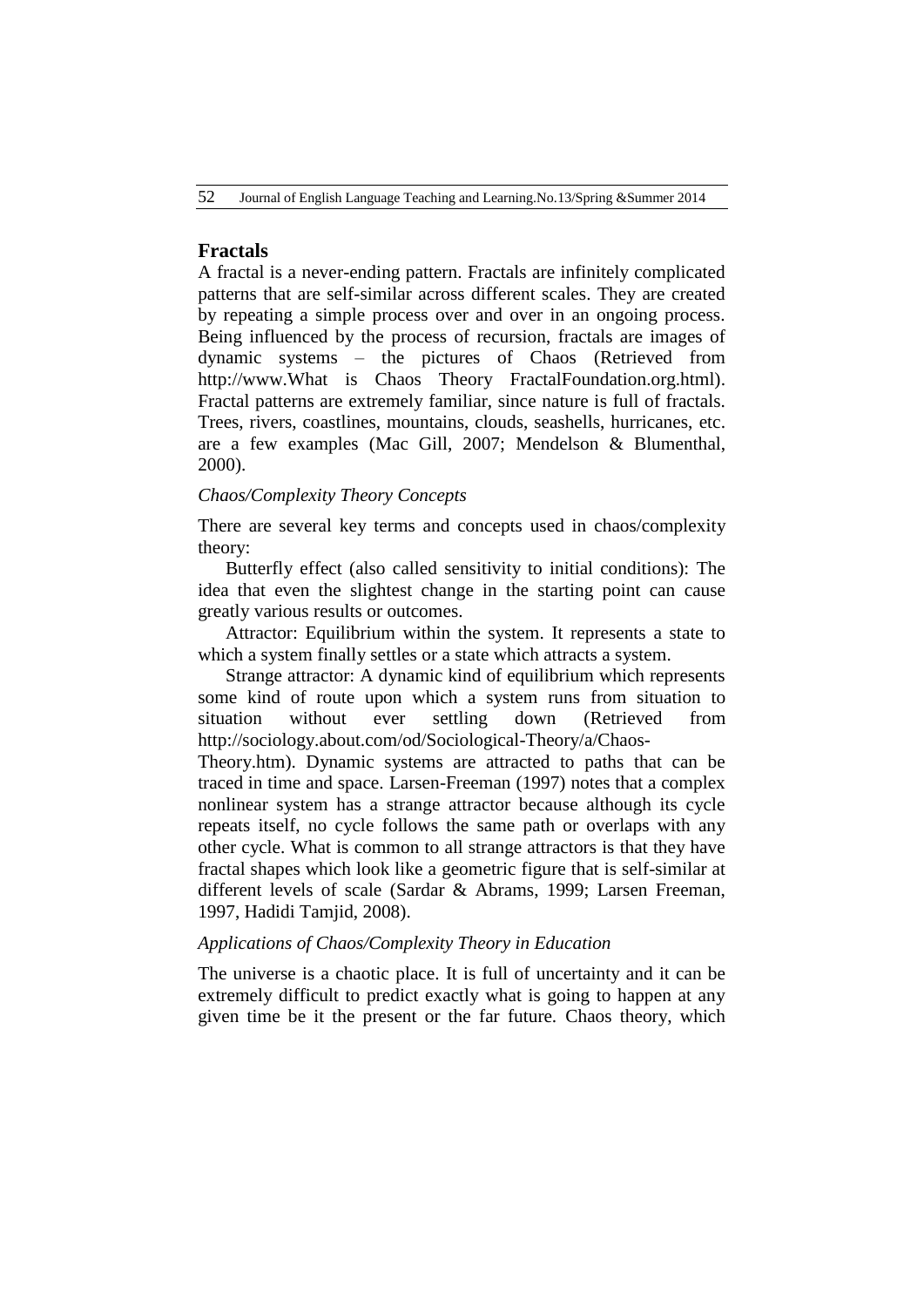## Fractals

A fractal is a never-ending pattern. Fractals are infinitely complicated patterns that are self-similar across different scales. They are created by repeating a simple process over and over in an ongoing process. Being influenced by the process of recursion, fractals are images of dynamic systems – the pictures of Chaos (Retrieved from http://www.What is Chaos Theory FractalFoundation.org.html). Fractal patterns are extremely familiar, since nature is full of fractals. Trees, rivers, coastlines, mountains, clouds, seashells, hurricanes, etc. are a few examples (Mac Gill, 2007; Mendelson & Blumenthal, 2000).

### *Chaos/Complexity Theory Concepts*

There are several key terms and concepts used in chaos/complexity theory:

Butterfly effect (also called sensitivity to initial conditions): The idea that even the slightest change in the starting point can cause greatly various results or outcomes.

Attractor: Equilibrium within the system. It represents a state to which a system finally settles or a state which attracts a system.

Strange attractor: A dynamic kind of equilibrium which represents some kind of route upon which a system runs from situation to situation without ever settling down (Retrieved from http://sociology.about.com/od/Sociological-Theory/a/Chaos-Theory.htm). Dynamic systems are attracted to paths that can be traced in time and space. Larsen-Freeman (1997) notes that a complex nonlinear system has a strange attractor because although its cycle repeats itself, no cycle follows the same path or overlaps with any other cycle. What is common to all strange attractors is that they have fractal shapes which look like a geometric figure that is self-similar at different levels of scale (Sardar & Abrams, 1999; Larsen Freeman, 1997, Hadidi Tamjid, 2008).

### *Applications of Chaos/Complexity Theory in Education*

The universe is a chaotic place. It is full of uncertainty and it can be extremely difficult to predict exactly what is going to happen at any given time be it the present or the far future. Chaos theory, which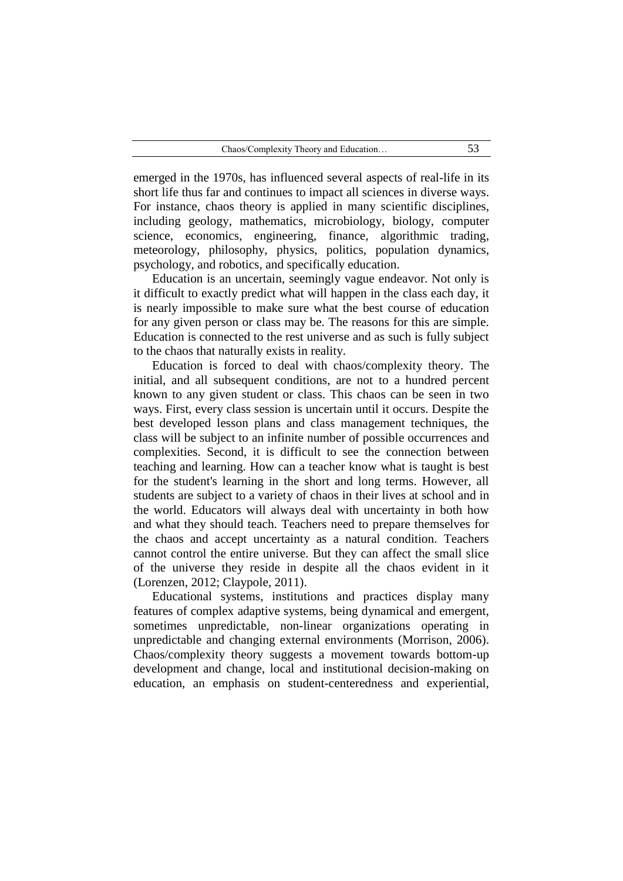emerged in the 1970s, has influenced several aspects of real-life in its short life thus far and continues to impact all sciences in diverse ways. For instance, chaos theory is applied in many scientific disciplines, including geology, mathematics, microbiology, biology, computer science, economics, engineering, finance, algorithmic trading, meteorology, philosophy, physics, politics, population dynamics, psychology, and robotics, and specifically education.

Education is an uncertain, seemingly vague endeavor. Not only is it difficult to exactly predict what will happen in the class each day, it is nearly impossible to make sure what the best course of education for any given person or class may be. The reasons for this are simple. Education is connected to the rest universe and as such is fully subject to the chaos that naturally exists in reality.

Education is forced to deal with chaos/complexity theory. The initial, and all subsequent conditions, are not to a hundred percent known to any given student or class. This chaos can be seen in two ways. First, every class session is uncertain until it occurs. Despite the best developed lesson plans and class management techniques, the class will be subject to an infinite number of possible occurrences and complexities. Second, it is difficult to see the connection between teaching and learning. How can a teacher know what is taught is best for the student's learning in the short and long terms. However, all students are subject to a variety of chaos in their lives at school and in the world. Educators will always deal with uncertainty in both how and what they should teach. Teachers need to prepare themselves for the chaos and accept uncertainty as a natural condition. Teachers cannot control the entire universe. But they can affect the small slice of the universe they reside in despite all the chaos evident in it (Lorenzen, 2012; Claypole, 2011).

Educational systems, institutions and practices display many features of complex adaptive systems, being dynamical and emergent, sometimes unpredictable, non-linear organizations operating in unpredictable and changing external environments (Morrison, 2006). Chaos/complexity theory suggests a movement towards bottom-up development and change, local and institutional decision-making on education, an emphasis on student-centeredness and experiential,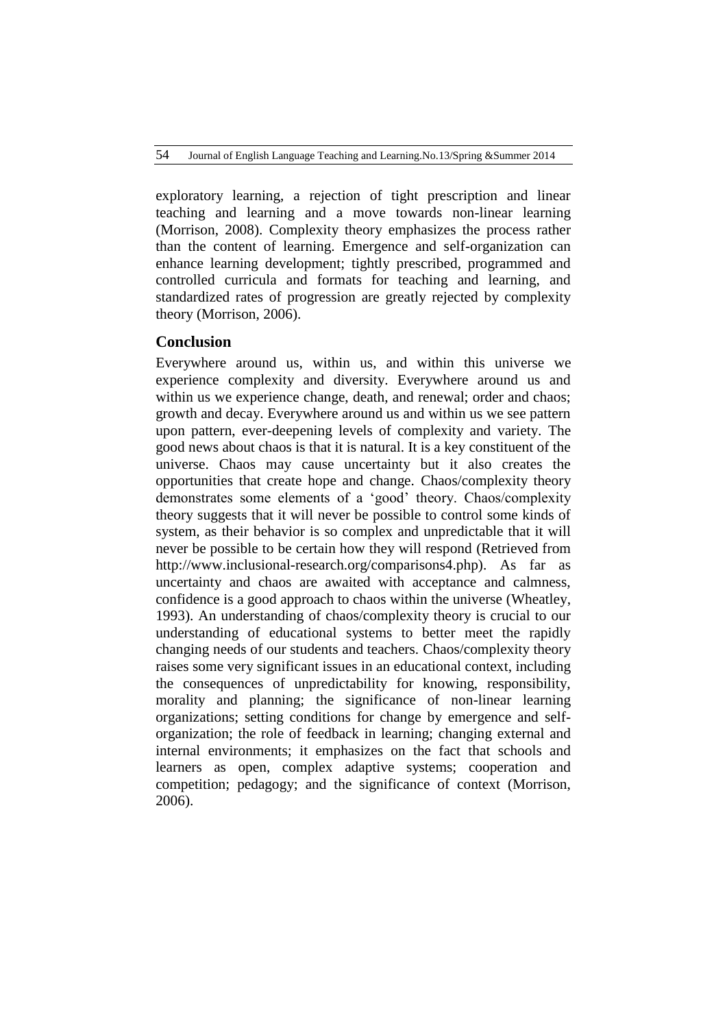exploratory learning, a rejection of tight prescription and linear teaching and learning and a move towards non-linear learning (Morrison, 2008). Complexity theory emphasizes the process rather than the content of learning. Emergence and self-organization can enhance learning development; tightly prescribed, programmed and controlled curricula and formats for teaching and learning, and standardized rates of progression are greatly rejected by complexity theory (Morrison, 2006).

## Conclusion

Everywhere around us, within us, and within this universe we experience complexity and diversity. Everywhere around us and within us we experience change, death, and renewal; order and chaos; growth and decay. Everywhere around us and within us we see pattern upon pattern, ever-deepening levels of complexity and variety. The good news about chaos is that it is natural. It is a key constituent of the universe. Chaos may cause uncertainty but it also creates the opportunities that create hope and change. Chaos/complexity theory demonstrates some elements of a 'good' theory. Chaos/complexity theory suggests that it will never be possible to control some kinds of system, as their behavior is so complex and unpredictable that it will never be possible to be certain how they will respond (Retrieved from http://www.inclusional-research.org/comparisons4.php). As far as uncertainty and chaos are awaited with acceptance and calmness, confidence is a good approach to chaos within the universe (Wheatley, 1993). An understanding of chaos/complexity theory is crucial to our understanding of educational systems to better meet the rapidly changing needs of our students and teachers. Chaos/complexity theory raises some very significant issues in an educational context, including the consequences of unpredictability for knowing, responsibility, morality and planning; the significance of non-linear learning organizations; setting conditions for change by emergence and self-organization; the role of feedback in learning; changing external and internal environments; it emphasizes on the fact that schools and learners as open, complex adaptive systems; cooperation and competition; pedagogy; and the significance of context (Morrison, 2006).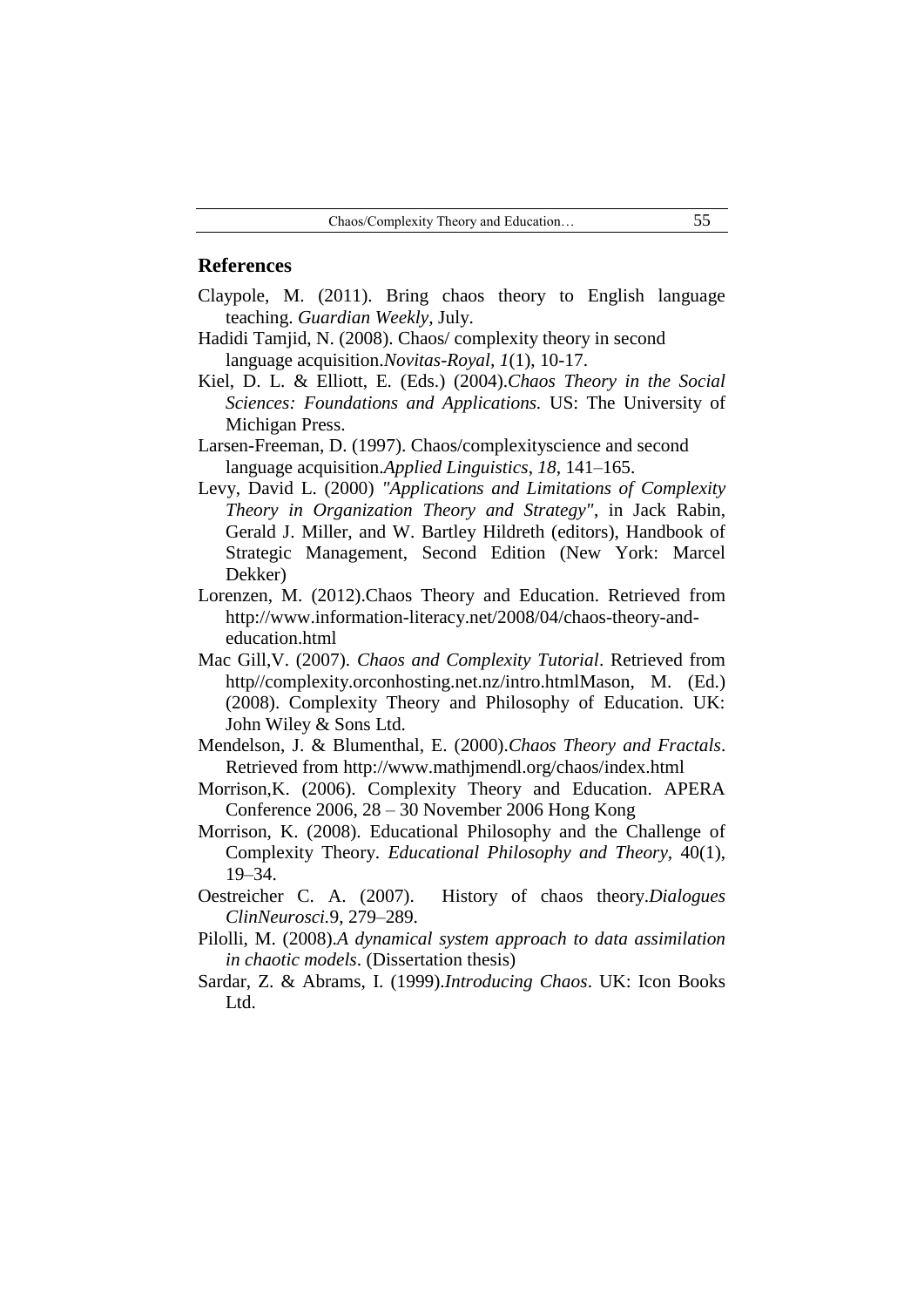## References

Claypole, M. (2011). Bring chaos theory to English language teaching. *Guardian Weekly,* July.

Hadidi Tamjid, N. (2008). Chaos/ complexity theory in second language acquisition.*Novitas-Royal*, *1*(1), 10-17.

Kiel, D. L. & Elliott, E. (Eds.) (2004).*Chaos Theory in the Social Sciences: Foundations and Applications.* US: The University of Michigan Press.

Larsen-Freeman, D. (1997). Chaos/complexityscience and second language acquisition.*Applied Linguistics*, *18*, 141–165.

Levy, David L. (2000) *"Applications and Limitations of Complexity Theory in Organization Theory and Strategy"*, in Jack Rabin, Gerald J. Miller, and W. Bartley Hildreth (editors), Handbook of Strategic Management, Second Edition (New York: Marcel Dekker)

Lorenzen, M. (2012).Chaos Theory and Education. Retrieved from http://www.information-literacy.net/2008/04/chaos-theory-and-education.html

Mac Gill,V. (2007). *Chaos and Complexity Tutorial*. Retrieved from http//complexity.orconhosting.net.nz/intro.htmlMason, M. (Ed.) (2008). Complexity Theory and Philosophy of Education. UK: John Wiley & Sons Ltd.

Mendelson, J. & Blumenthal, E. (2000).*Chaos Theory and Fractals*. Retrieved from http://www.mathjmendl.org/chaos/index.html

Morrison,K. (2006). Complexity Theory and Education. APERA Conference 2006, 28 – 30 November 2006 Hong Kong

Morrison, K. (2008). Educational Philosophy and the Challenge of Complexity Theory. *Educational Philosophy and Theory*, 40(1), 19–34.

Oestreicher C. A. (2007). History of chaos theory.*Dialogues ClinNeurosci.*9, 279–289.

Pilolli, M. (2008).*A dynamical system approach to data assimilation in chaotic models*. (Dissertation thesis)

Sardar, Z. & Abrams, I. (1999).*Introducing Chaos*. UK: Icon Books Ltd.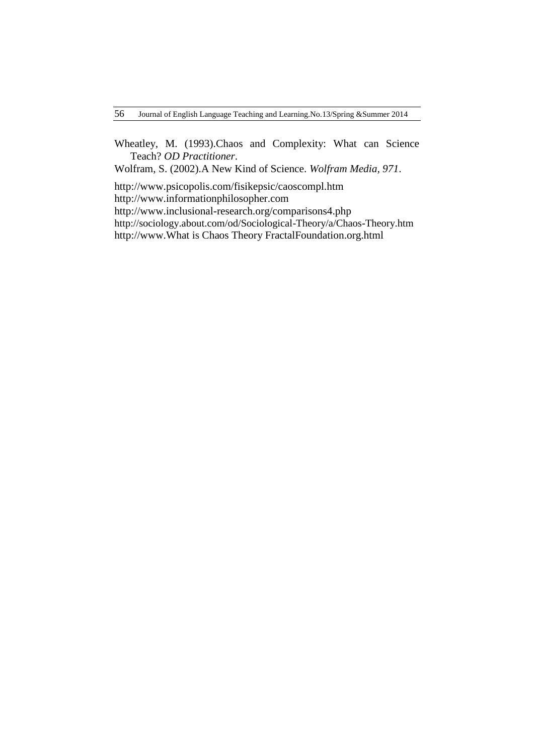Wheatley, M. (1993).Chaos and Complexity: What can Science Teach? *OD Practitioner*.

Wolfram, S. (2002).A New Kind of Science. *Wolfram Media, 971*.

http://www.psicopolis.com/fisikepsic/caoscompl.htm
http://www.informationphilosopher.com
http://www.inclusional-research.org/comparisons4.php
http://sociology.about.com/od/Sociological-Theory/a/Chaos-Theory.htm
http://www.What is Chaos Theory FractalFoundation.org.html